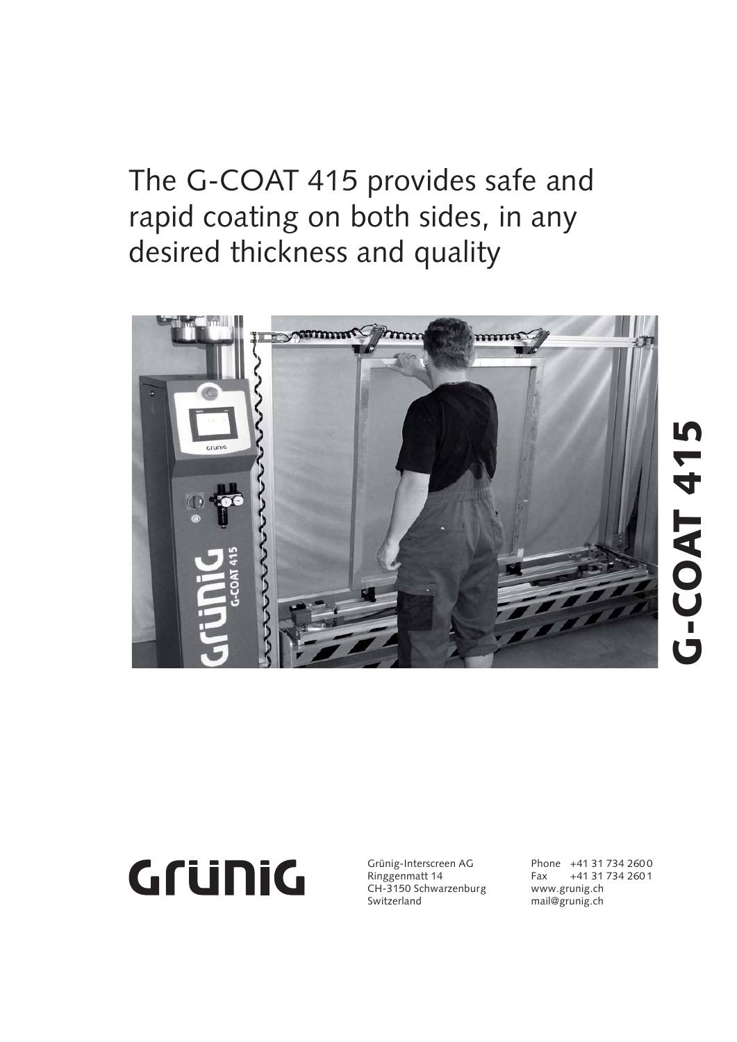# The G-COAT 415 provides safe and rapid coating on both sides, in any desired thickness and quality

**G-COAT 415**

GrüniG

Grünig-Interscreen AG
Ringgenmatt 14
CH-3150 Schwarzenburg
Switzerland

Phone +41 31 734 2600
Fax +41 31 734 2601
www.grunig.ch
mail@grunig.ch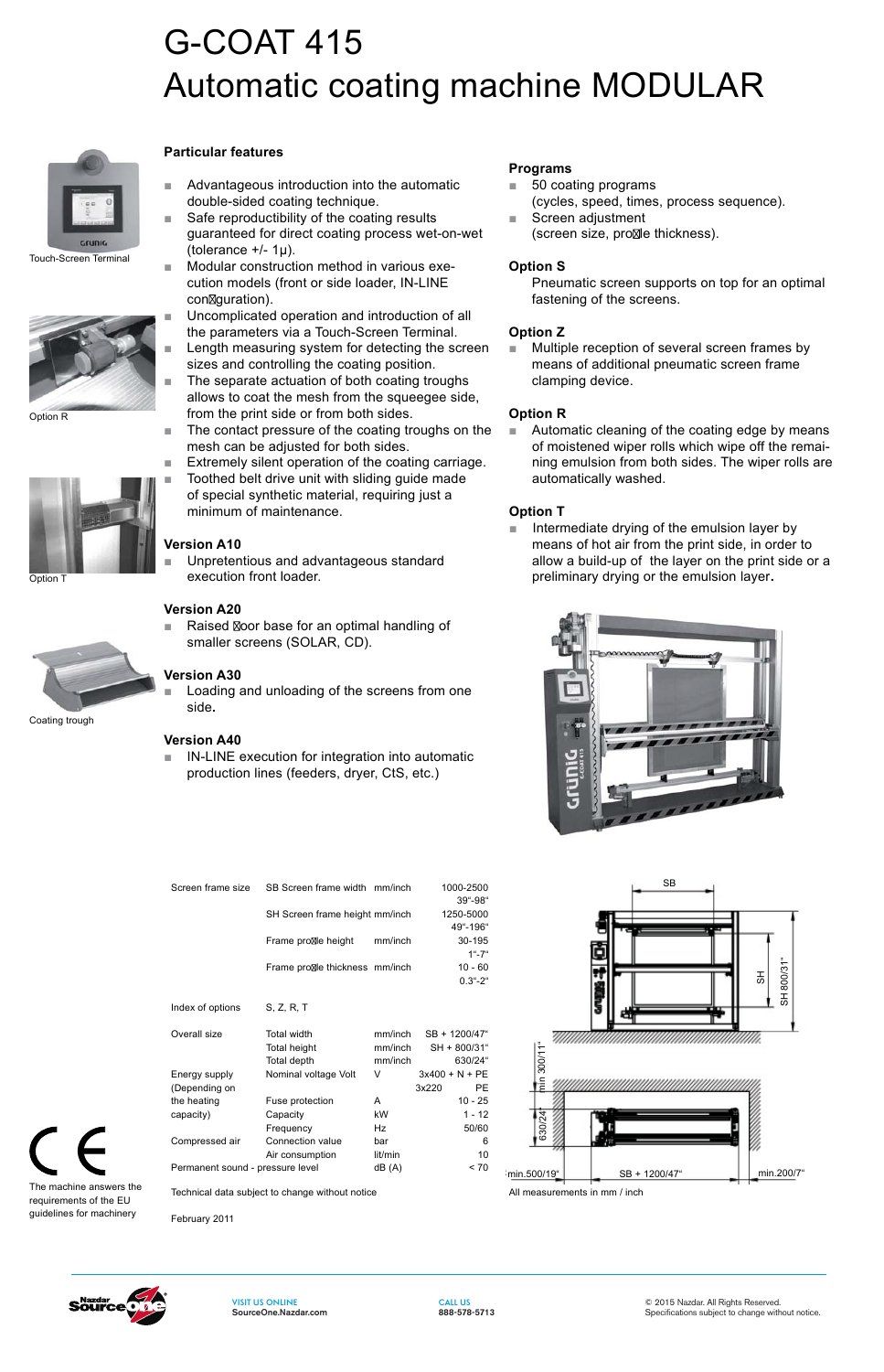# G-COAT 415
# Automatic coating machine MODULAR

Touch-Screen Terminal

Option R

Option T

Coating trough

### Particular features

- Advantageous introduction into the automatic double-sided coating technique.
- Safe reproducibility of the coating results guaranteed for direct coating process wet-on-wet (tolerance +/- 1μ).
- Modular construction method in various execution models (front or side loader, IN-LINE configuration).
- Uncomplicated operation and introduction of all the parameters via a Touch-Screen Terminal.
- Length measuring system for detecting the screen sizes and controlling the coating position.
- The separate actuation of both coating troughs allows to coat the mesh from the squeegee side, from the print side or from both sides.
- The contact pressure of the coating troughs on the mesh can be adjusted for both sides.
- Extremely silent operation of the coating carriage.
- Toothed belt drive unit with sliding guide made of special synthetic material, requiring just a minimum of maintenance.

### Version A10

- Unpretentious and advantageous standard execution front loader.

### Version A20

- Raised floor base for an optimal handling of smaller screens (SOLAR, CD).

### Version A30

- Loading and unloading of the screens from one side.

### Version A40

- IN-LINE execution for integration into automatic production lines (feeders, dryer, CtS, etc.)

### Programs

- 50 coating programs (cycles, speed, times, process sequence).
- Screen adjustment (screen size, profile thickness).

### Option S

Pneumatic screen supports on top for an optimal fastening of the screens.

### Option Z

- Multiple reception of several screen frames by means of additional pneumatic screen frame clamping device.

### Option R

- Automatic cleaning of the coating edge by means of moistened wiper rolls which wipe off the remaining emulsion from both sides. The wiper rolls are automatically washed.

### Option T

- Intermediate drying of the emulsion layer by means of hot air from the print side, in order to allow a build-up of the layer on the print side or a preliminary drying or the emulsion layer.

| | | | |
|---|---|---|---|
| Screen frame size | SB Screen frame width | mm/inch | 1000-2500 39"-98" |
| | SH Screen frame height | mm/inch | 1250-5000 49"-196" |
| | Frame profile height | mm/inch | 30-195 1"-7" |
| | Frame profile thickness | mm/inch | 10 - 60 0.3"-2" |
| Index of options | S, Z, R, T | | |
| Overall size | Total width | mm/inch | SB + 1200/47" |
| | Total height | mm/inch | SH + 800/31" |
| | Total depth | mm/inch | 630/24" |
| Energy supply (Depending on the heating capacity) | Nominal voltage Volt | V | 3x400 + N + PE 3x220 PE |
| | Fuse protection | A | 10 - 25 |
| | Capacity | kW | 1 - 12 |
| | Frequency | Hz | 50/60 |
| Compressed air | Connection value | bar | 6 |
| | Air consumption | lit/min | 10 |
| Permanent sound - pressure level | | dB (A) | < 70 |

Technical data subject to change without notice

February 2011

SB
SH
SH 800/31"
min 300/11"
630/24"
min.500/19"
SB + 1200/47"
min.200/7"

All measurements in mm / inch

The machine answers the requirements of the EU guidelines for machinery

VISIT US ONLINE
SourceOne.Nazdar.com

CALL US
888-578-5713

© 2015 Nazdar. All Rights Reserved.
Specifications subject to change without notice.